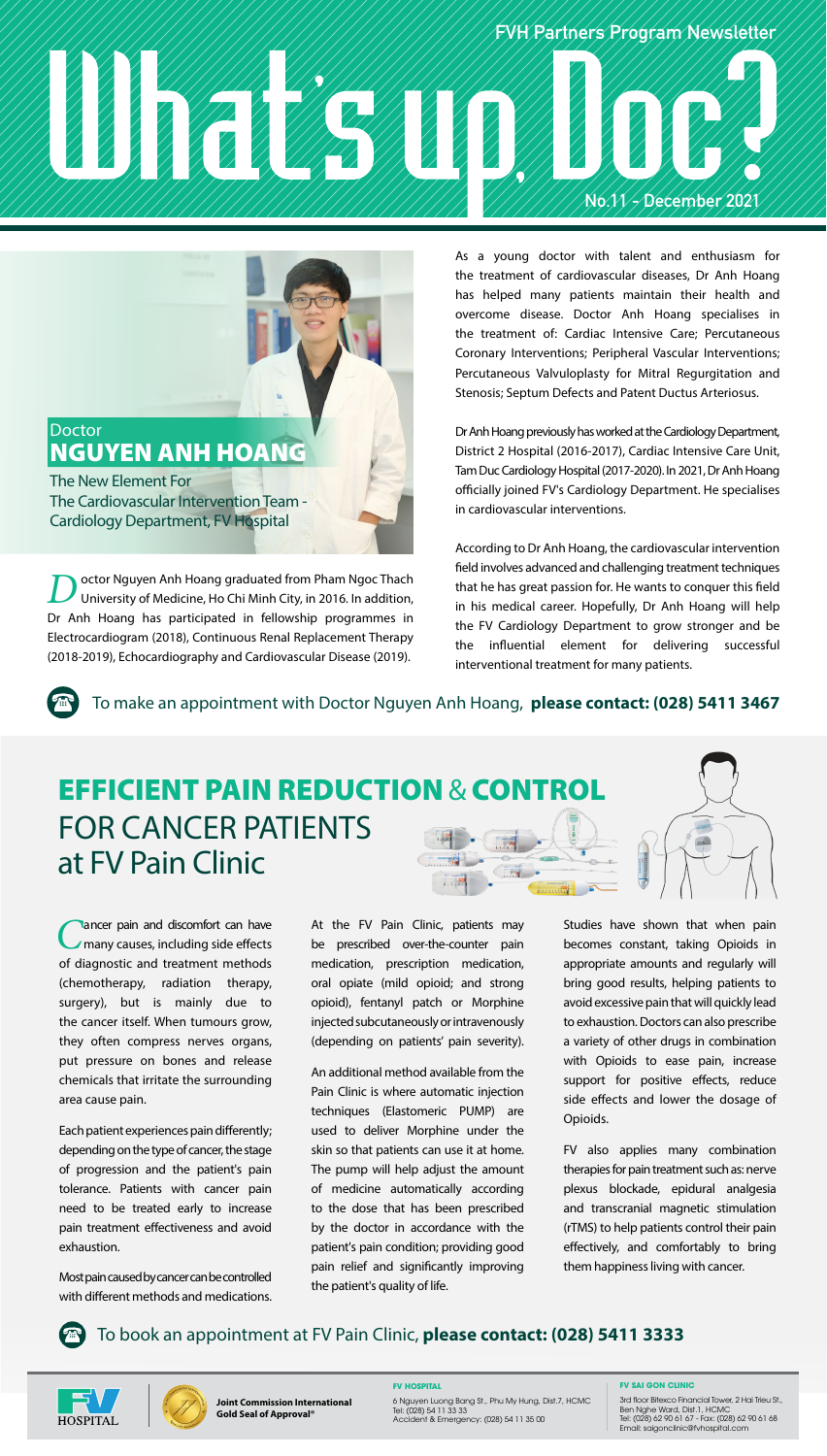FVH Partners Program Newsletter

# What's up, Doc?

No.11 - December 2021

## Doctor NGUYEN ANH HOANG

The New Element For The Cardiovascular Intervention Team - Cardiology Department, FV Hospital

Doctor Nguyen Anh Hoang graduated from Pham Ngoc Thach University of Medicine, Ho Chi Minh City, in 2016. In addition, Dr Anh Hoang has participated in fellowship programmes in Electrocardiogram (2018), Continuous Renal Replacement Therapy (2018-2019), Echocardiography and Cardiovascular Disease (2019).

As a young doctor with talent and enthusiasm for the treatment of cardiovascular diseases, Dr Anh Hoang has helped many patients maintain their health and overcome disease. Doctor Anh Hoang specialises in the treatment of: Cardiac Intensive Care; Percutaneous Coronary Interventions; Peripheral Vascular Interventions; Percutaneous Valvuloplasty for Mitral Regurgitation and Stenosis; Septum Defects and Patent Ductus Arteriosus.

Dr Anh Hoang previously has worked at the Cardiology Department, District 2 Hospital (2016-2017), Cardiac Intensive Care Unit, Tam Duc Cardiology Hospital (2017-2020). In 2021, Dr Anh Hoang officially joined FV's Cardiology Department. He specialises in cardiovascular interventions.

According to Dr Anh Hoang, the cardiovascular intervention field involves advanced and challenging treatment techniques that he has great passion for. He wants to conquer this field in his medical career. Hopefully, Dr Anh Hoang will help the FV Cardiology Department to grow stronger and be the influential element for delivering successful interventional treatment for many patients.

To make an appointment with Doctor Nguyen Anh Hoang, **please contact: (028) 5411 3467**

## EFFICIENT PAIN REDUCTION & CONTROL FOR CANCER PATIENTS at FV Pain Clinic

Cancer pain and discomfort can have many causes, including side effects of diagnostic and treatment methods (chemotherapy, radiation therapy, surgery), but is mainly due to the cancer itself. When tumours grow, they often compress nerves organs, put pressure on bones and release chemicals that irritate the surrounding area cause pain.

Each patient experiences pain differently; depending on the type of cancer, the stage of progression and the patient's pain tolerance. Patients with cancer pain need to be treated early to increase pain treatment effectiveness and avoid exhaustion.

Most pain caused by cancer can be controlled with different methods and medications. At the FV Pain Clinic, patients may be prescribed over-the-counter pain medication, prescription medication, oral opiate (mild opioid; and strong opioid), fentanyl patch or Morphine injected subcutaneously or intravenously (depending on patients' pain severity).

An additional method available from the Pain Clinic is where automatic injection techniques (Elastomeric PUMP) are used to deliver Morphine under the skin so that patients can use it at home. The pump will help adjust the amount of medicine automatically according to the dose that has been prescribed by the doctor in accordance with the patient's pain condition; providing good pain relief and significantly improving the patient's quality of life.

Studies have shown that when pain becomes constant, taking Opioids in appropriate amounts and regularly will bring good results, helping patients to avoid excessive pain that will quickly lead to exhaustion. Doctors can also prescribe a variety of other drugs in combination with Opioids to ease pain, increase support for positive effects, reduce side effects and lower the dosage of Opioids.

FV also applies many combination therapies for pain treatment such as: nerve plexus blockade, epidural analgesia and transcranial magnetic stimulation (rTMS) to help patients control their pain effectively, and comfortably to bring them happiness living with cancer.

To book an appointment at FV Pain Clinic, **please contact: (028) 5411 3333**

FV HOSPITAL

**Joint Commission International Gold Seal of Approval®**

**FV HOSPITAL**
6 Nguyen Luong Bang St., Phu My Hung, Dist.7, HCMC
Tel: (028) 54 11 33 33
Accident & Emergency: (028) 54 11 35 00

**FV SAI GON CLINIC**
3rd floor Bitexco Financial Tower, 2 Hai Trieu St., Ben Nghe Ward, Dist.1, HCMC
Tel: (028) 62 90 61 67 - Fax: (028) 62 90 61 68
Email: saigonclinic@fvhospital.com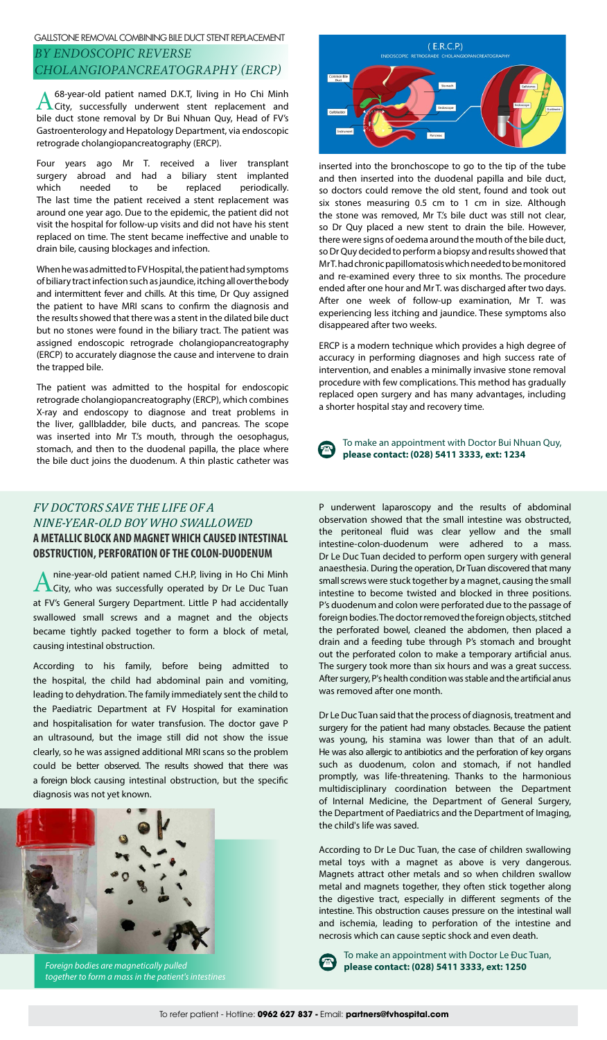GALLSTONE REMOVAL COMBINING BILE DUCT STENT REPLACEMENT

## *BY ENDOSCOPIC REVERSE CHOLANGIOPANCREATOGRAPHY (ERCP)*

A 68-year-old patient named D.K.T, living in Ho Chi Minh City, successfully underwent stent replacement and bile duct stone removal by Dr Bui Nhuan Quy, Head of FV's Gastroenterology and Hepatology Department, via endoscopic retrograde cholangiopancreatography (ERCP).

Four years ago Mr T. received a liver transplant surgery abroad and had a biliary stent implanted which needed to be replaced periodically. The last time the patient received a stent replacement was around one year ago. Due to the epidemic, the patient did not visit the hospital for follow-up visits and did not have his stent replaced on time. The stent became ineffective and unable to drain bile, causing blockages and infection.

When he was admitted to FV Hospital, the patient had symptoms of biliary tract infection such as jaundice, itching all over the body and intermittent fever and chills. At this time, Dr Quy assigned the patient to have MRI scans to confirm the diagnosis and the results showed that there was a stent in the dilated bile duct but no stones were found in the biliary tract. The patient was assigned endoscopic retrograde cholangiopancreatography (ERCP) to accurately diagnose the cause and intervene to drain the trapped bile.

The patient was admitted to the hospital for endoscopic retrograde cholangiopancreatography (ERCP), which combines X-ray and endoscopy to diagnose and treat problems in the liver, gallbladder, bile ducts, and pancreas. The scope was inserted into Mr T.'s mouth, through the oesophagus, stomach, and then to the duodenal papilla, the place where the bile duct joins the duodenum. A thin plastic catheter was inserted into the bronchoscope to go to the tip of the tube and then inserted into the duodenal papilla and bile duct, so doctors could remove the old stent, found and took out six stones measuring 0.5 cm to 1 cm in size. Although the stone was removed, Mr T.'s bile duct was still not clear, so Dr Quy placed a new stent to drain the bile. However, there were signs of oedema around the mouth of the bile duct, so Dr Quy decided to perform a biopsy and results showed that Mr T. had chronic papillomatosis which needed to be monitored and re-examined every three to six months. The procedure ended after one hour and Mr T. was discharged after two days. After one week of follow-up examination, Mr T. was experiencing less itching and jaundice. These symptoms also disappeared after two weeks.

ERCP is a modern technique which provides a high degree of accuracy in performing diagnoses and high success rate of intervention, and enables a minimally invasive stone removal procedure with few complications. This method has gradually replaced open surgery and has many advantages, including a shorter hospital stay and recovery time.

To make an appointment with Doctor Bui Nhuan Quy, **please contact: (028) 5411 3333, ext: 1234**

## *FV DOCTORS SAVE THE LIFE OF A NINE-YEAR-OLD BOY WHO SWALLOWED* A METALLIC BLOCK AND MAGNET WHICH CAUSED INTESTINAL OBSTRUCTION, PERFORATION OF THE COLON-DUODENUM

A nine-year-old patient named C.H.P, living in Ho Chi Minh City, who was successfully operated by Dr Le Duc Tuan at FV's General Surgery Department. Little P had accidentally swallowed small screws and a magnet and the objects became tightly packed together to form a block of metal, causing intestinal obstruction.

According to his family, before being admitted to the hospital, the child had abdominal pain and vomiting, leading to dehydration. The family immediately sent the child to the Paediatric Department at FV Hospital for examination and hospitalisation for water transfusion. The doctor gave P an ultrasound, but the image still did not show the issue clearly, so he was assigned additional MRI scans so the problem could be better observed. The results showed that there was a foreign block causing intestinal obstruction, but the specific diagnosis was not yet known.

*Foreign bodies are magnetically pulled together to form a mass in the patient's intestines*

P underwent laparoscopy and the results of abdominal observation showed that the small intestine was obstructed, the peritoneal fluid was clear yellow and the small intestine-colon-duodenum were adhered to a mass. Dr Le Duc Tuan decided to perform open surgery with general anaesthesia. During the operation, Dr Tuan discovered that many small screws were stuck together by a magnet, causing the small intestine to become twisted and blocked in three positions. P's duodenum and colon were perforated due to the passage of foreign bodies. The doctor removed the foreign objects, stitched the perforated bowel, cleaned the abdomen, then placed a drain and a feeding tube through P's stomach and brought out the perforated colon to make a temporary artificial anus. The surgery took more than six hours and was a great success. After surgery, P's health condition was stable and the artificial anus was removed after one month.

Dr Le Duc Tuan said that the process of diagnosis, treatment and surgery for the patient had many obstacles. Because the patient was young, his stamina was lower than that of an adult. He was also allergic to antibiotics and the perforation of key organs such as duodenum, colon and stomach, if not handled promptly, was life-threatening. Thanks to the harmonious multidisciplinary coordination between the Department of Internal Medicine, the Department of General Surgery, the Department of Paediatrics and the Department of Imaging, the child's life was saved.

According to Dr Le Duc Tuan, the case of children swallowing metal toys with a magnet as above is very dangerous. Magnets attract other metals and so when children swallow metal and magnets together, they often stick together along the digestive tract, especially in different segments of the intestine. This obstruction causes pressure on the intestinal wall and ischemia, leading to perforation of the intestine and necrosis which can cause septic shock and even death.

To make an appointment with Doctor Le Đuc Tuan, **please contact: (028) 5411 3333, ext: 1250**

To refer patient - Hotline: **0962 627 837 -** Email: **partners@fvhospital.com**